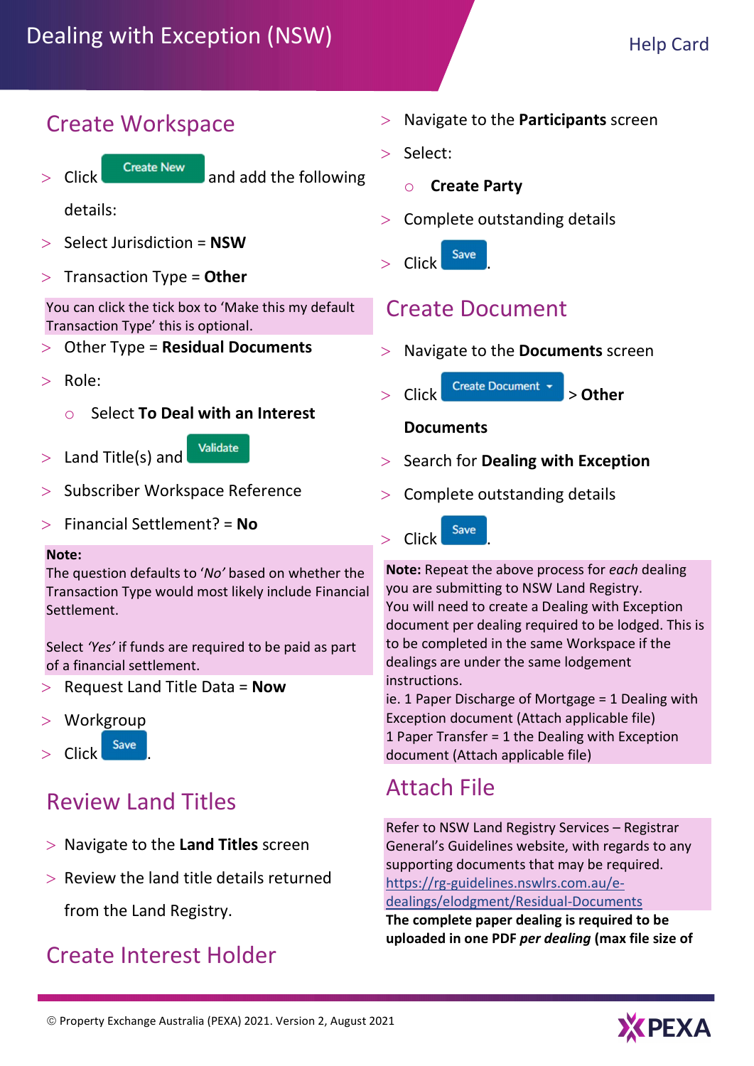# Dealing with Exception (NSW)

Help Card

## Create Workspace

- Click **Create New** and add the following details:
- Select Jurisdiction = **NSW**
- Transaction Type = **Other**

You can click the tick box to 'Make this my default Transaction Type' this is optional.

- Other Type = **Residual Documents**
- Role:
  - Select **To Deal with an Interest**
- Land Title(s) and **Validate**
- Subscriber Workspace Reference
- Financial Settlement? = **No**

**Note:**
The question defaults to '*No*' based on whether the Transaction Type would most likely include Financial Settlement.

Select *'Yes'* if funds are required to be paid as part of a financial settlement.

- Request Land Title Data = **Now**
- Workgroup
- Click **Save**.

## Review Land Titles

- Navigate to the **Land Titles** screen
- Review the land title details returned from the Land Registry.

## Create Interest Holder

- Navigate to the **Participants** screen
- Select:
  - **Create Party**
- Complete outstanding details
- Click **Save**.

## Create Document

- Navigate to the **Documents** screen
- Click **Create Document** > **Other Documents**
- Search for **Dealing with Exception**
- Complete outstanding details
- Click **Save**.

**Note:** Repeat the above process for *each* dealing you are submitting to NSW Land Registry.
You will need to create a Dealing with Exception document per dealing required to be lodged. This is to be completed in the same Workspace if the dealings are under the same lodgement instructions.
ie. 1 Paper Discharge of Mortgage = 1 Dealing with Exception document (Attach applicable file)
1 Paper Transfer = 1 the Dealing with Exception document (Attach applicable file)

## Attach File

Refer to NSW Land Registry Services – Registrar General's Guidelines website, with regards to any supporting documents that may be required.
https://rg-guidelines.nswlrs.com.au/e-dealings/elodgment/Residual-Documents

**The complete paper dealing is required to be uploaded in one PDF *per dealing* (max file size of**

© Property Exchange Australia (PEXA) 2021. Version 2, August 2021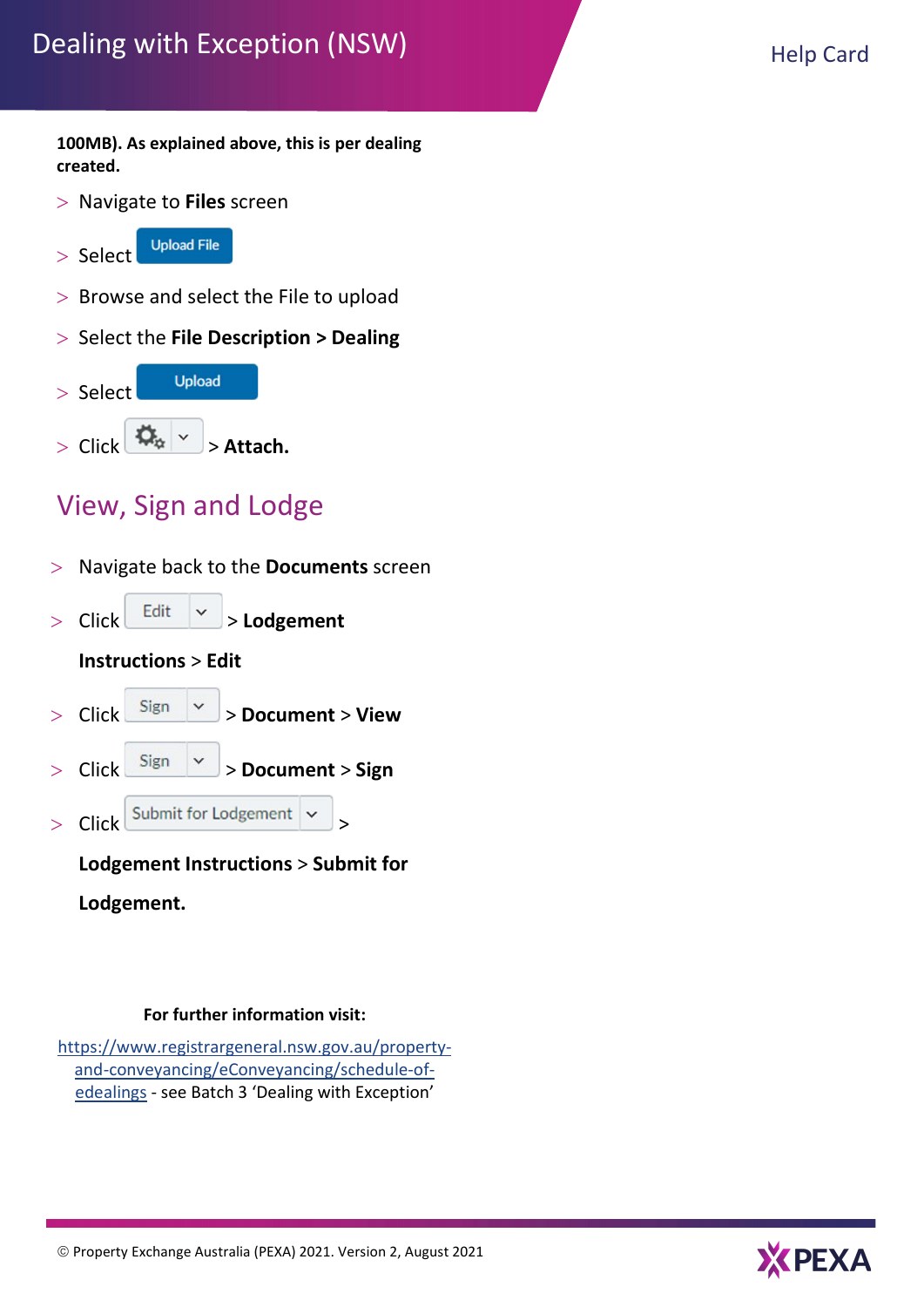**100MB). As explained above, this is per dealing created.**

- Navigate to **Files** screen
- Select Upload File
- Browse and select the File to upload
- Select the **File Description > Dealing**
- Select Upload
- Click ⚙ > **Attach.**

## View, Sign and Lodge

- Navigate back to the **Documents** screen
- Click Edit > **Lodgement Instructions** > **Edit**
- Click Sign > **Document** > **View**
- Click Sign > **Document** > **Sign**
- Click Submit for Lodgement > **Lodgement Instructions** > **Submit for Lodgement.**

**For further information visit:**

https://www.registrargeneral.nsw.gov.au/property-and-conveyancing/eConveyancing/schedule-of-edealings - see Batch 3 'Dealing with Exception'

© Property Exchange Australia (PEXA) 2021. Version 2, August 2021